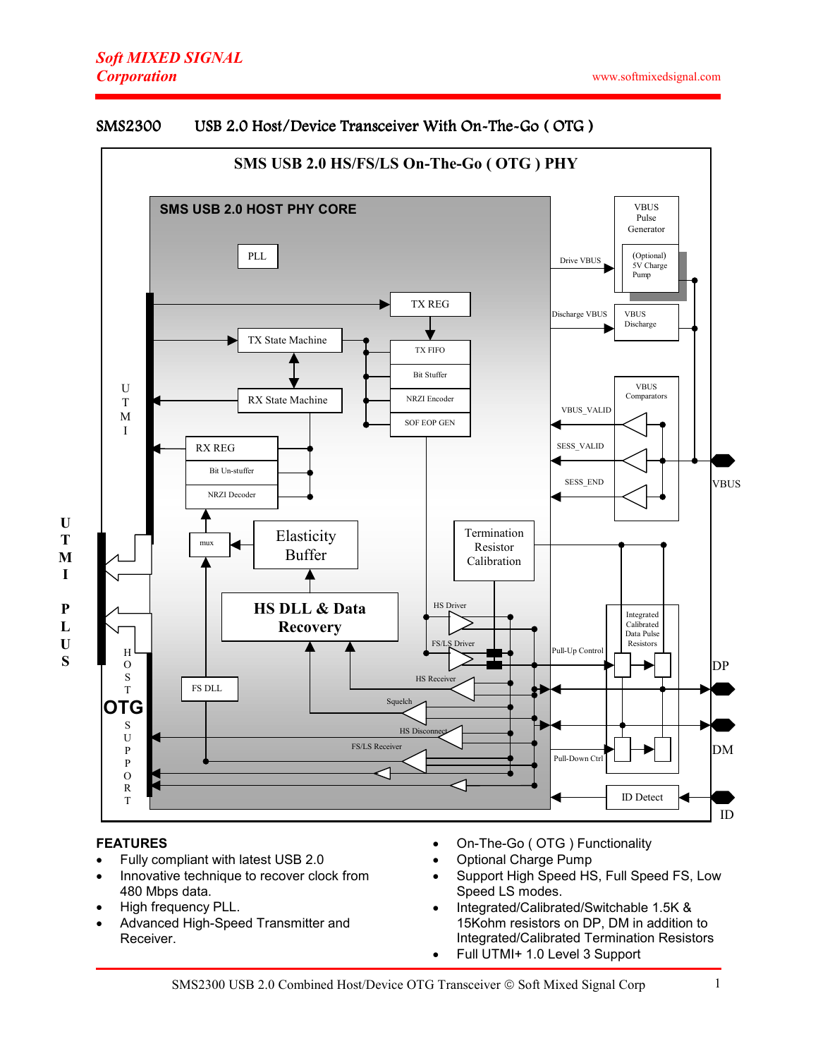Soft MIXED SIGNAL Corporation

www.softmixedsignal.com

## SMS2300 USB 2.0 Host/Device Transceiver With On-The-Go ( OTG )

SMS USB 2.0 HS/FS/LS On-The-Go ( OTG ) PHY

SMS USB 2.0 HOST PHY CORE

PLL, TX REG, TX State Machine, RX State Machine, TX FIFO, Bit Stuffer, NRZI Encoder, SOF EOP GEN, RX REG, Bit Un-stuffer, NRZI Decoder, mux, Elasticity Buffer, HS DLL & Data Recovery, FS DLL, Termination Resistor Calibration, HS Driver, FS/LS Driver, HS Receiver, Squelch, HS Disconnect, FS/LS Receiver, VBUS Pulse Generator, (Optional) 5V Charge Pump, VBUS Discharge, VBUS Comparators, Integrated Calibrated Data Pulse Resistors, ID Detect, Drive VBUS, Discharge VBUS, VBUS_VALID, SESS_VALID, SESS_END, Pull-Up Control, Pull-Down Ctrl, VBUS, DP, DM, ID, UTMI, HOST OTG SUPPORT, UTMI PLUS

## FEATURES

- Fully compliant with latest USB 2.0
- Innovative technique to recover clock from 480 Mbps data.
- High frequency PLL.
- Advanced High-Speed Transmitter and Receiver.
- On-The-Go ( OTG ) Functionality
- Optional Charge Pump
- Support High Speed HS, Full Speed FS, Low Speed LS modes.
- Integrated/Calibrated/Switchable 1.5K & 15Kohm resistors on DP, DM in addition to Integrated/Calibrated Termination Resistors
- Full UTMI+ 1.0 Level 3 Support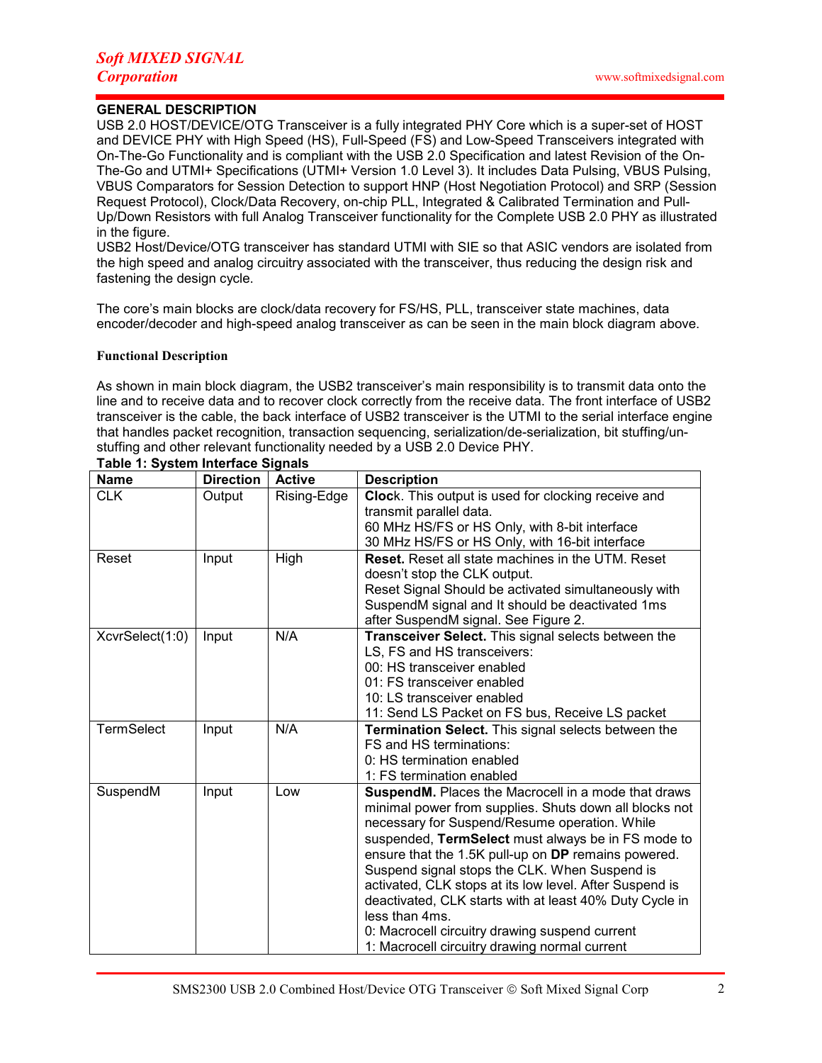## GENERAL DESCRIPTION

USB 2.0 HOST/DEVICE/OTG Transceiver is a fully integrated PHY Core which is a super-set of HOST and DEVICE PHY with High Speed (HS), Full-Speed (FS) and Low-Speed Transceivers integrated with On-The-Go Functionality and is compliant with the USB 2.0 Specification and latest Revision of the On-The-Go and UTMI+ Specifications (UTMI+ Version 1.0 Level 3). It includes Data Pulsing, VBUS Pulsing, VBUS Comparators for Session Detection to support HNP (Host Negotiation Protocol) and SRP (Session Request Protocol), Clock/Data Recovery, on-chip PLL, Integrated & Calibrated Termination and Pull-Up/Down Resistors with full Analog Transceiver functionality for the Complete USB 2.0 PHY as illustrated in the figure.
USB2 Host/Device/OTG transceiver has standard UTMI with SIE so that ASIC vendors are isolated from the high speed and analog circuitry associated with the transceiver, thus reducing the design risk and fastening the design cycle.

The core's main blocks are clock/data recovery for FS/HS, PLL, transceiver state machines, data encoder/decoder and high-speed analog transceiver as can be seen in the main block diagram above.

### Functional Description

As shown in main block diagram, the USB2 transceiver's main responsibility is to transmit data onto the line and to receive data and to recover clock correctly from the receive data. The front interface of USB2 transceiver is the cable, the back interface of USB2 transceiver is the UTMI to the serial interface engine that handles packet recognition, transaction sequencing, serialization/de-serialization, bit stuffing/un-stuffing and other relevant functionality needed by a USB 2.0 Device PHY.

**Table 1: System Interface Signals**

| Name | Direction | Active | Description |
|---|---|---|---|
| CLK | Output | Rising-Edge | **Clock**. This output is used for clocking receive and transmit parallel data.<br>60 MHz HS/FS or HS Only, with 8-bit interface<br>30 MHz HS/FS or HS Only, with 16-bit interface |
| Reset | Input | High | **Reset.** Reset all state machines in the UTM. Reset doesn't stop the CLK output.<br>Reset Signal Should be activated simultaneously with SuspendM signal and It should be deactivated 1ms after SuspendM signal. See Figure 2. |
| XcvrSelect(1:0) | Input | N/A | **Transceiver Select.** This signal selects between the LS, FS and HS transceivers:<br>00: HS transceiver enabled<br>01: FS transceiver enabled<br>10: LS transceiver enabled<br>11: Send LS Packet on FS bus, Receive LS packet |
| TermSelect | Input | N/A | **Termination Select.** This signal selects between the FS and HS terminations:<br>0: HS termination enabled<br>1: FS termination enabled |
| SuspendM | Input | Low | **SuspendM.** Places the Macrocell in a mode that draws minimal power from supplies. Shuts down all blocks not necessary for Suspend/Resume operation. While suspended, **TermSelect** must always be in FS mode to ensure that the 1.5K pull-up on **DP** remains powered. Suspend signal stops the CLK. When Suspend is activated, CLK stops at its low level. After Suspend is deactivated, CLK starts with at least 40% Duty Cycle in less than 4ms.<br>0: Macrocell circuitry drawing suspend current<br>1: Macrocell circuitry drawing normal current |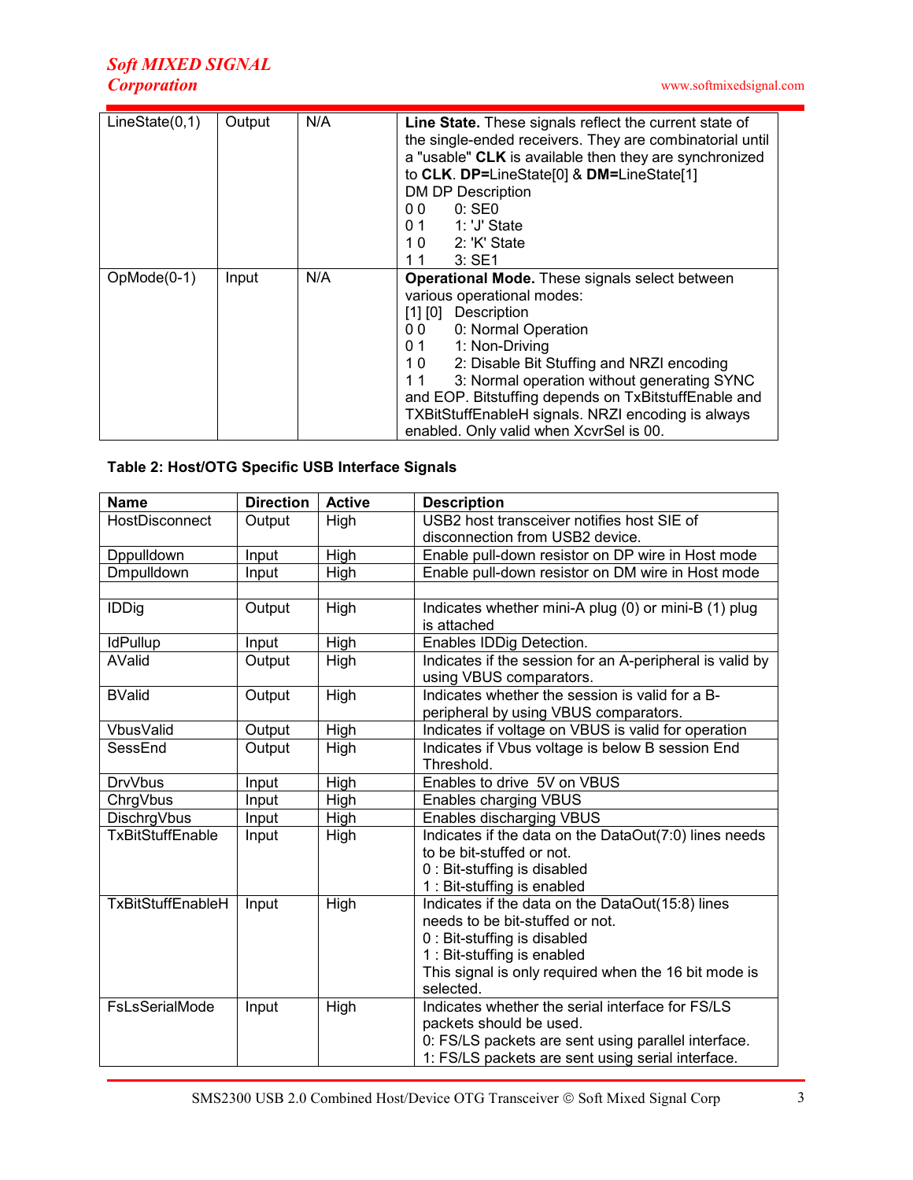| | | | |
|---|---|---|---|
| LineState(0,1) | Output | N/A | **Line State.** These signals reflect the current state of the single-ended receivers. They are combinatorial until a "usable" **CLK** is available then they are synchronized to **CLK**. **DP=**LineState[0] & **DM=**LineState[1]<br>DM DP Description<br>0 0 0: SE0<br>0 1 1: 'J' State<br>1 0 2: 'K' State<br>1 1 3: SE1 |
| OpMode(0-1) | Input | N/A | **Operational Mode.** These signals select between various operational modes:<br>[1] [0] Description<br>0 0 0: Normal Operation<br>0 1 1: Non-Driving<br>1 0 2: Disable Bit Stuffing and NRZI encoding<br>1 1 3: Normal operation without generating SYNC and EOP. Bitstuffing depends on TxBitstuffEnable and TXBitStuffEnableH signals. NRZI encoding is always enabled. Only valid when XcvrSel is 00. |

**Table 2: Host/OTG Specific USB Interface Signals**

| Name | Direction | Active | Description |
|---|---|---|---|
| HostDisconnect | Output | High | USB2 host transceiver notifies host SIE of disconnection from USB2 device. |
| Dppulldown | Input | High | Enable pull-down resistor on DP wire in Host mode |
| Dmpulldown | Input | High | Enable pull-down resistor on DM wire in Host mode |
| | | | |
| IDDig | Output | High | Indicates whether mini-A plug (0) or mini-B (1) plug is attached |
| IdPullup | Input | High | Enables IDDig Detection. |
| AValid | Output | High | Indicates if the session for an A-peripheral is valid by using VBUS comparators. |
| BValid | Output | High | Indicates whether the session is valid for a B-peripheral by using VBUS comparators. |
| VbusValid | Output | High | Indicates if voltage on VBUS is valid for operation |
| SessEnd | Output | High | Indicates if Vbus voltage is below B session End Threshold. |
| DrvVbus | Input | High | Enables to drive 5V on VBUS |
| ChrgVbus | Input | High | Enables charging VBUS |
| DischrgVbus | Input | High | Enables discharging VBUS |
| TxBitStuffEnable | Input | High | Indicates if the data on the DataOut(7:0) lines needs to be bit-stuffed or not.<br>0 : Bit-stuffing is disabled<br>1 : Bit-stuffing is enabled |
| TxBitStuffEnableH | Input | High | Indicates if the data on the DataOut(15:8) lines needs to be bit-stuffed or not.<br>0 : Bit-stuffing is disabled<br>1 : Bit-stuffing is enabled<br>This signal is only required when the 16 bit mode is selected. |
| FsLsSerialMode | Input | High | Indicates whether the serial interface for FS/LS packets should be used.<br>0: FS/LS packets are sent using parallel interface.<br>1: FS/LS packets are sent using serial interface. |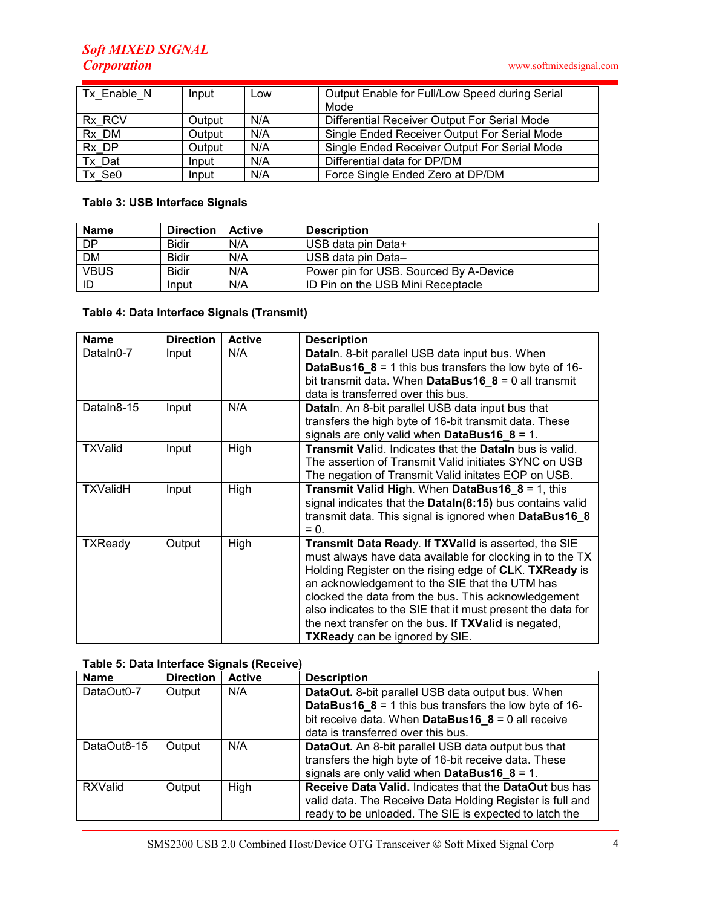| Tx_Enable_N | Input | Low | Output Enable for Full/Low Speed during Serial Mode |
|---|---|---|---|
| Rx_RCV | Output | N/A | Differential Receiver Output For Serial Mode |
| Rx_DM | Output | N/A | Single Ended Receiver Output For Serial Mode |
| Rx_DP | Output | N/A | Single Ended Receiver Output For Serial Mode |
| Tx_Dat | Input | N/A | Differential data for DP/DM |
| Tx_Se0 | Input | N/A | Force Single Ended Zero at DP/DM |

**Table 3: USB Interface Signals**

| Name | Direction | Active | Description |
|---|---|---|---|
| DP | Bidir | N/A | USB data pin Data+ |
| DM | Bidir | N/A | USB data pin Data– |
| VBUS | Bidir | N/A | Power pin for USB. Sourced By A-Device |
| ID | Input | N/A | ID Pin on the USB Mini Receptacle |

**Table 4: Data Interface Signals (Transmit)**

| Name | Direction | Active | Description |
|---|---|---|---|
| DataIn0-7 | Input | N/A | **DataI**n. 8-bit parallel USB data input bus. When **DataBus16_8** = 1 this bus transfers the low byte of 16-bit transmit data. When **DataBus16_8** = 0 all transmit data is transferred over this bus. |
| DataIn8-15 | Input | N/A | **DataI**n. An 8-bit parallel USB data input bus that transfers the high byte of 16-bit transmit data. These signals are only valid when **DataBus16_8** = 1. |
| TXValid | Input | High | **Transmit Vali**d. Indicates that the **DataIn** bus is valid. The assertion of Transmit Valid initiates SYNC on USB The negation of Transmit Valid initates EOP on USB. |
| TXValidH | Input | High | **Transmit Valid Hig**h. When **DataBus16_8** = 1, this signal indicates that the **DataIn(8:15)** bus contains valid transmit data. This signal is ignored when **DataBus16_8** = 0. |
| TXReady | Output | High | **Transmit Data Read**y. If **TXValid** is asserted, the SIE must always have data available for clocking in to the TX Holding Register on the rising edge of **CL**K. **TXReady** is an acknowledgement to the SIE that the UTM has clocked the data from the bus. This acknowledgement also indicates to the SIE that it must present the data for the next transfer on the bus. If **TXValid** is negated, **TXReady** can be ignored by SIE. |

**Table 5: Data Interface Signals (Receive)**

| Name | Direction | Active | Description |
|---|---|---|---|
| DataOut0-7 | Output | N/A | **DataOut.** 8-bit parallel USB data output bus. When **DataBus16_8** = 1 this bus transfers the low byte of 16-bit receive data. When **DataBus16_8** = 0 all receive data is transferred over this bus. |
| DataOut8-15 | Output | N/A | **DataOut.** An 8-bit parallel USB data output bus that transfers the high byte of 16-bit receive data. These signals are only valid when **DataBus16_8** = 1. |
| RXValid | Output | High | **Receive Data Valid.** Indicates that the **DataOut** bus has valid data. The Receive Data Holding Register is full and ready to be unloaded. The SIE is expected to latch the |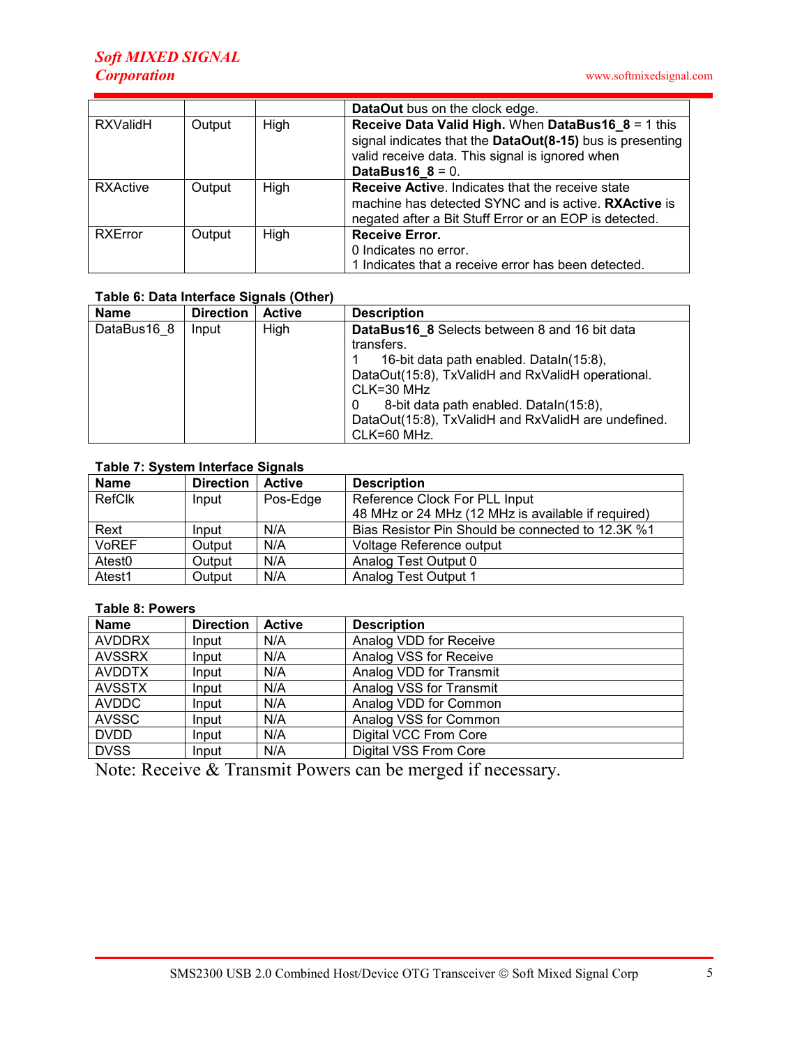| | | | **DataOut** bus on the clock edge. |
|---|---|---|---|
| RXValidH | Output | High | **Receive Data Valid High.** When **DataBus16_8** = 1 this signal indicates that the **DataOut(8-15)** bus is presenting valid receive data. This signal is ignored when **DataBus16_8** = 0. |
| RXActive | Output | High | **Receive Active**. Indicates that the receive state machine has detected SYNC and is active. **RXActive** is negated after a Bit Stuff Error or an EOP is detected. |
| RXError | Output | High | **Receive Error.**<br>0 Indicates no error.<br>1 Indicates that a receive error has been detected. |

**Table 6: Data Interface Signals (Other)**

| Name | Direction | Active | Description |
|---|---|---|---|
| DataBus16_8 | Input | High | **DataBus16_8** Selects between 8 and 16 bit data transfers.<br>1 16-bit data path enabled. DataIn(15:8), DataOut(15:8), TxValidH and RxValidH operational. CLK=30 MHz<br>0 8-bit data path enabled. DataIn(15:8), DataOut(15:8), TxValidH and RxValidH are undefined. CLK=60 MHz. |

**Table 7: System Interface Signals**

| Name | Direction | Active | Description |
|---|---|---|---|
| RefClk | Input | Pos-Edge | Reference Clock For PLL Input<br>48 MHz or 24 MHz (12 MHz is available if required) |
| Rext | Input | N/A | Bias Resistor Pin Should be connected to 12.3K %1 |
| VoREF | Output | N/A | Voltage Reference output |
| Atest0 | Output | N/A | Analog Test Output 0 |
| Atest1 | Output | N/A | Analog Test Output 1 |

**Table 8: Powers**

| Name | Direction | Active | Description |
|---|---|---|---|
| AVDDRX | Input | N/A | Analog VDD for Receive |
| AVSSRX | Input | N/A | Analog VSS for Receive |
| AVDDTX | Input | N/A | Analog VDD for Transmit |
| AVSSTX | Input | N/A | Analog VSS for Transmit |
| AVDDC | Input | N/A | Analog VDD for Common |
| AVSSC | Input | N/A | Analog VSS for Common |
| DVDD | Input | N/A | Digital VCC From Core |
| DVSS | Input | N/A | Digital VSS From Core |

Note: Receive & Transmit Powers can be merged if necessary.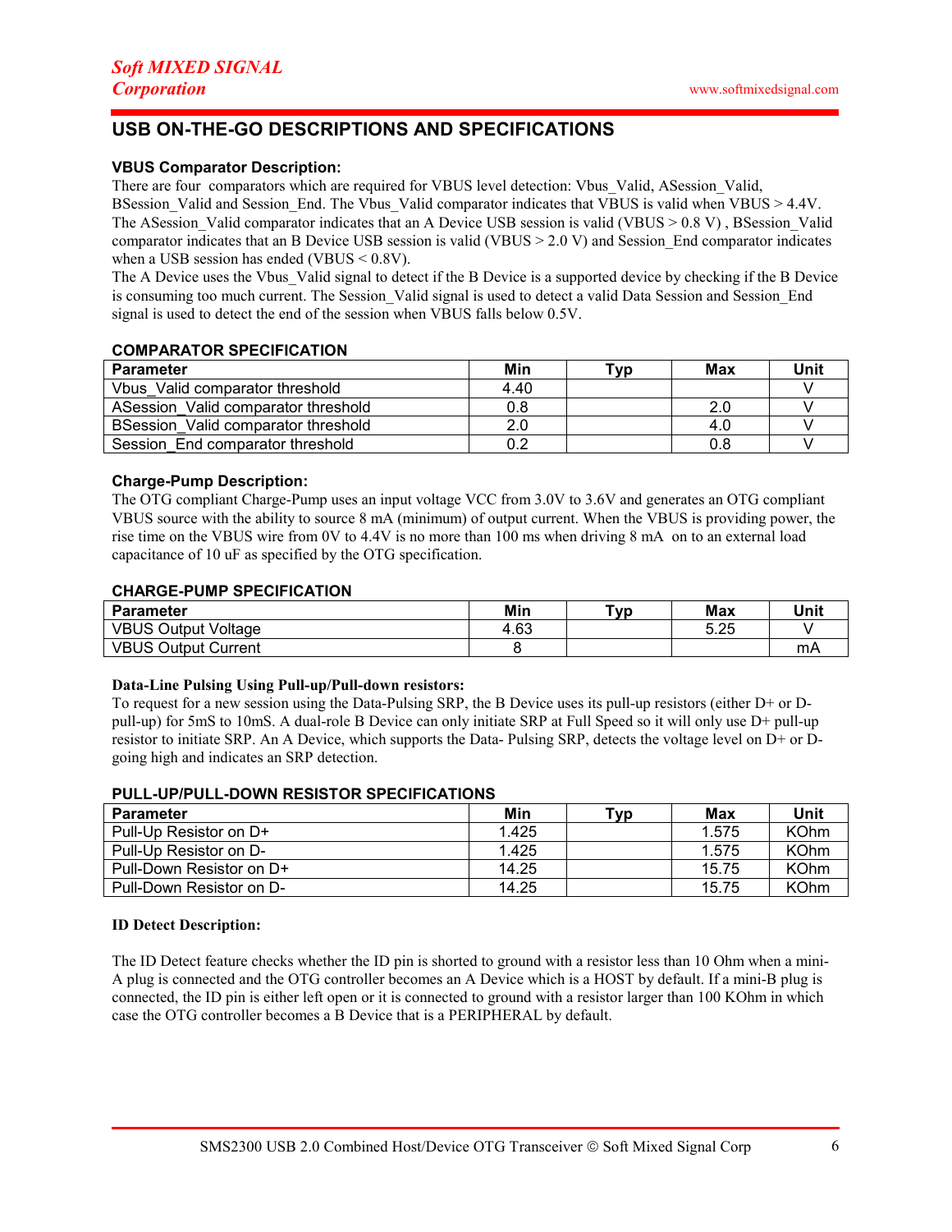## USB ON-THE-GO DESCRIPTIONS AND SPECIFICATIONS

### VBUS Comparator Description:

There are four comparators which are required for VBUS level detection: Vbus_Valid, ASession_Valid, BSession_Valid and Session_End. The Vbus_Valid comparator indicates that VBUS is valid when VBUS > 4.4V. The ASession_Valid comparator indicates that an A Device USB session is valid (VBUS > 0.8 V) , BSession_Valid comparator indicates that an B Device USB session is valid (VBUS > 2.0 V) and Session_End comparator indicates when a USB session has ended (VBUS < 0.8V).

The A Device uses the Vbus_Valid signal to detect if the B Device is a supported device by checking if the B Device is consuming too much current. The Session_Valid signal is used to detect a valid Data Session and Session_End signal is used to detect the end of the session when VBUS falls below 0.5V.

### COMPARATOR SPECIFICATION

| Parameter | Min | Typ | Max | Unit |
|---|---|---|---|---|
| Vbus_Valid comparator threshold | 4.40 | | | V |
| ASession_Valid comparator threshold | 0.8 | | 2.0 | V |
| BSession_Valid comparator threshold | 2.0 | | 4.0 | V |
| Session_End comparator threshold | 0.2 | | 0.8 | V |

### Charge-Pump Description:

The OTG compliant Charge-Pump uses an input voltage VCC from 3.0V to 3.6V and generates an OTG compliant VBUS source with the ability to source 8 mA (minimum) of output current. When the VBUS is providing power, the rise time on the VBUS wire from 0V to 4.4V is no more than 100 ms when driving 8 mA on to an external load capacitance of 10 uF as specified by the OTG specification.

### CHARGE-PUMP SPECIFICATION

| Parameter | Min | Typ | Max | Unit |
|---|---|---|---|---|
| VBUS Output Voltage | 4.63 | | 5.25 | V |
| VBUS Output Current | 8 | | | mA |

### Data-Line Pulsing Using Pull-up/Pull-down resistors:

To request for a new session using the Data-Pulsing SRP, the B Device uses its pull-up resistors (either D+ or D- pull-up) for 5mS to 10mS. A dual-role B Device can only initiate SRP at Full Speed so it will only use D+ pull-up resistor to initiate SRP. An A Device, which supports the Data- Pulsing SRP, detects the voltage level on D+ or D- going high and indicates an SRP detection.

### PULL-UP/PULL-DOWN RESISTOR SPECIFICATIONS

| Parameter | Min | Typ | Max | Unit |
|---|---|---|---|---|
| Pull-Up Resistor on D+ | 1.425 | | 1.575 | KOhm |
| Pull-Up Resistor on D- | 1.425 | | 1.575 | KOhm |
| Pull-Down Resistor on D+ | 14.25 | | 15.75 | KOhm |
| Pull-Down Resistor on D- | 14.25 | | 15.75 | KOhm |

### ID Detect Description:

The ID Detect feature checks whether the ID pin is shorted to ground with a resistor less than 10 Ohm when a mini-A plug is connected and the OTG controller becomes an A Device which is a HOST by default. If a mini-B plug is connected, the ID pin is either left open or it is connected to ground with a resistor larger than 100 KOhm in which case the OTG controller becomes a B Device that is a PERIPHERAL by default.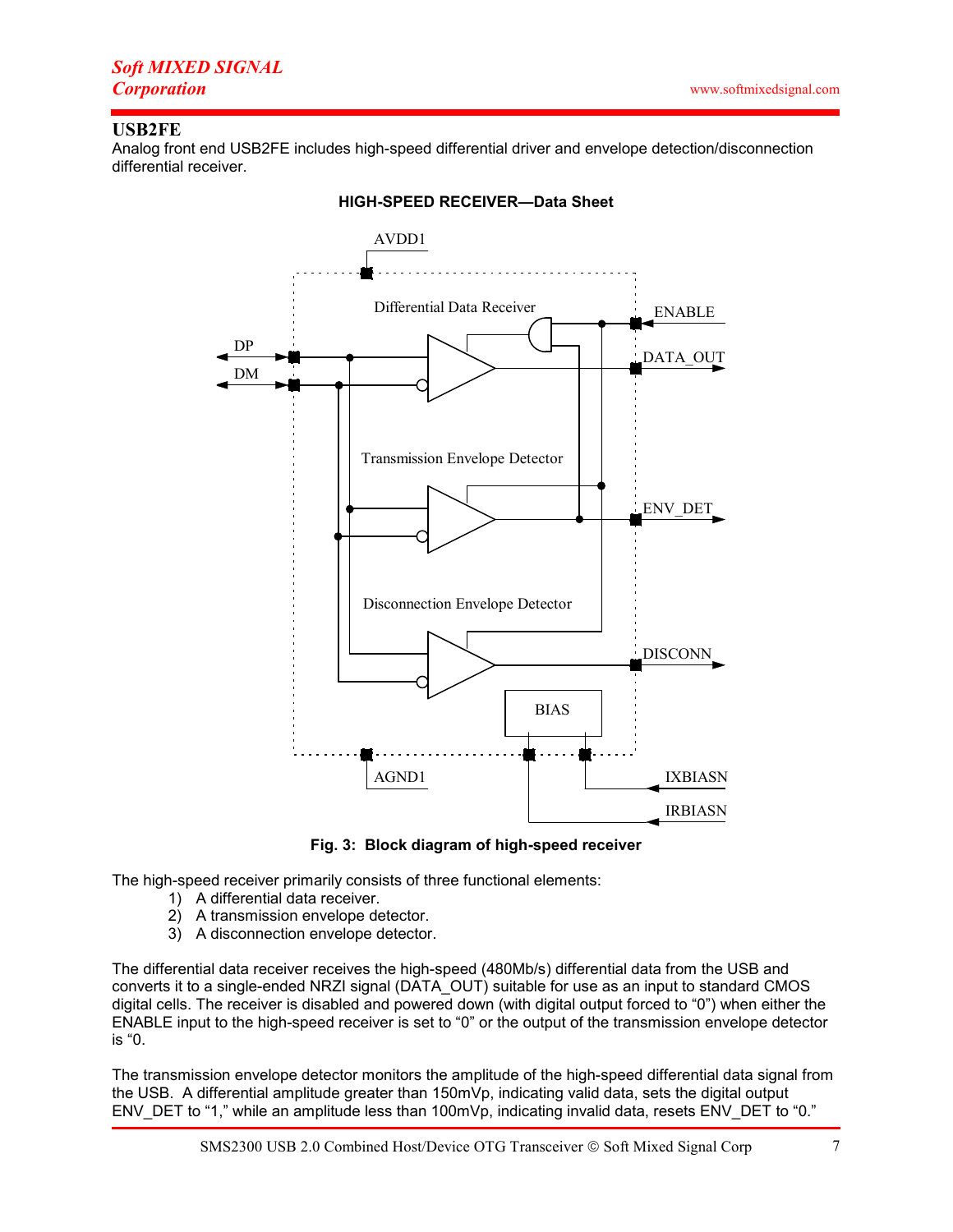## USB2FE

Analog front end USB2FE includes high-speed differential driver and envelope detection/disconnection differential receiver.

**HIGH-SPEED RECEIVER—Data Sheet**

**Fig. 3: Block diagram of high-speed receiver**

The high-speed receiver primarily consists of three functional elements:

1) A differential data receiver.
2) A transmission envelope detector.
3) A disconnection envelope detector.

The differential data receiver receives the high-speed (480Mb/s) differential data from the USB and converts it to a single-ended NRZI signal (DATA_OUT) suitable for use as an input to standard CMOS digital cells. The receiver is disabled and powered down (with digital output forced to "0") when either the ENABLE input to the high-speed receiver is set to "0" or the output of the transmission envelope detector is "0.

The transmission envelope detector monitors the amplitude of the high-speed differential data signal from the USB. A differential amplitude greater than 150mVp, indicating valid data, sets the digital output ENV_DET to "1," while an amplitude less than 100mVp, indicating invalid data, resets ENV_DET to "0."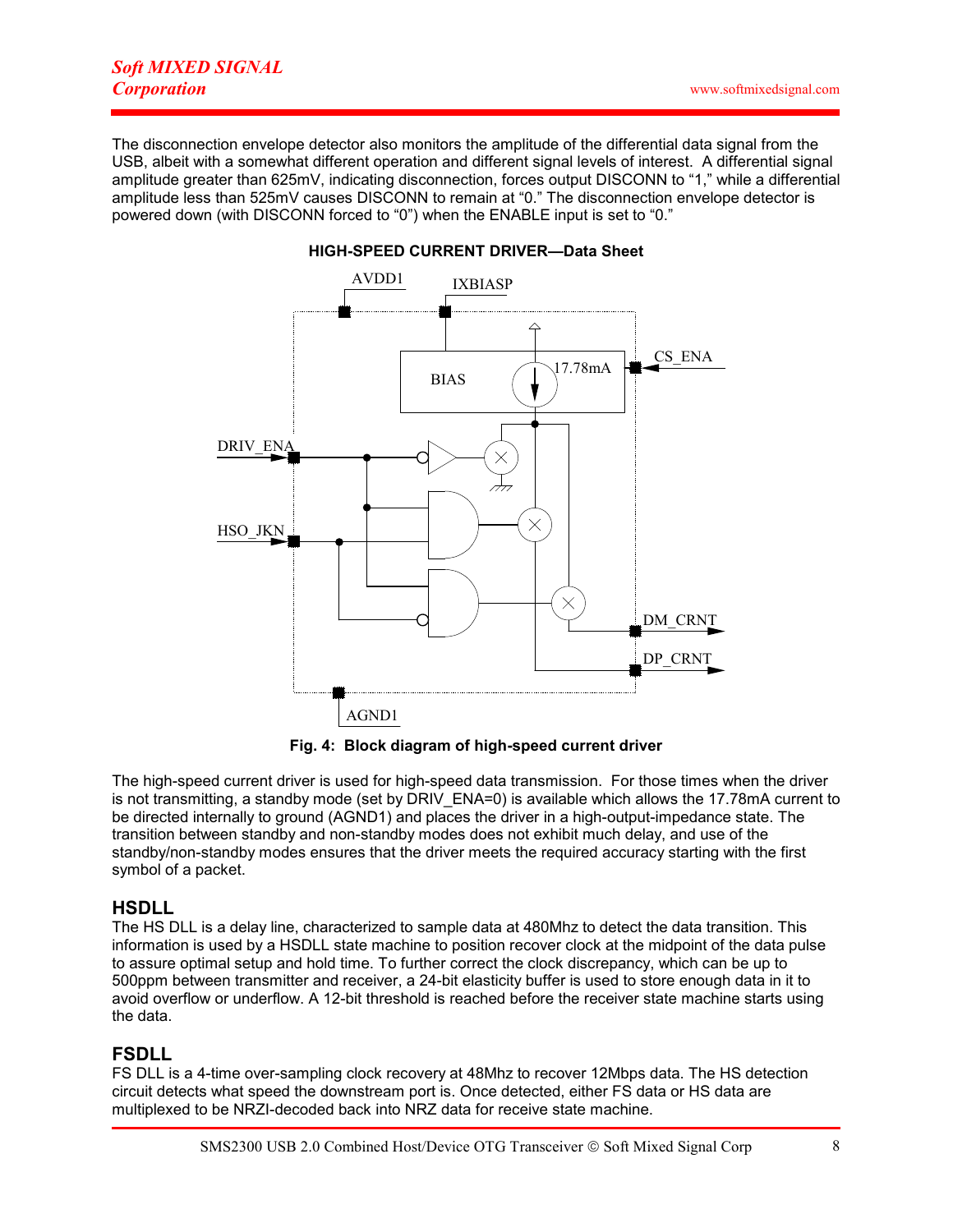The disconnection envelope detector also monitors the amplitude of the differential data signal from the USB, albeit with a somewhat different operation and different signal levels of interest. A differential signal amplitude greater than 625mV, indicating disconnection, forces output DISCONN to "1," while a differential amplitude less than 525mV causes DISCONN to remain at "0." The disconnection envelope detector is powered down (with DISCONN forced to "0") when the ENABLE input is set to "0."

**HIGH-SPEED CURRENT DRIVER—Data Sheet**

**Fig. 4: Block diagram of high-speed current driver**

The high-speed current driver is used for high-speed data transmission. For those times when the driver is not transmitting, a standby mode (set by DRIV_ENA=0) is available which allows the 17.78mA current to be directed internally to ground (AGND1) and places the driver in a high-output-impedance state. The transition between standby and non-standby modes does not exhibit much delay, and use of the standby/non-standby modes ensures that the driver meets the required accuracy starting with the first symbol of a packet.

## HSDLL

The HS DLL is a delay line, characterized to sample data at 480Mhz to detect the data transition. This information is used by a HSDLL state machine to position recover clock at the midpoint of the data pulse to assure optimal setup and hold time. To further correct the clock discrepancy, which can be up to 500ppm between transmitter and receiver, a 24-bit elasticity buffer is used to store enough data in it to avoid overflow or underflow. A 12-bit threshold is reached before the receiver state machine starts using the data.

## FSDLL

FS DLL is a 4-time over-sampling clock recovery at 48Mhz to recover 12Mbps data. The HS detection circuit detects what speed the downstream port is. Once detected, either FS data or HS data are multiplexed to be NRZI-decoded back into NRZ data for receive state machine.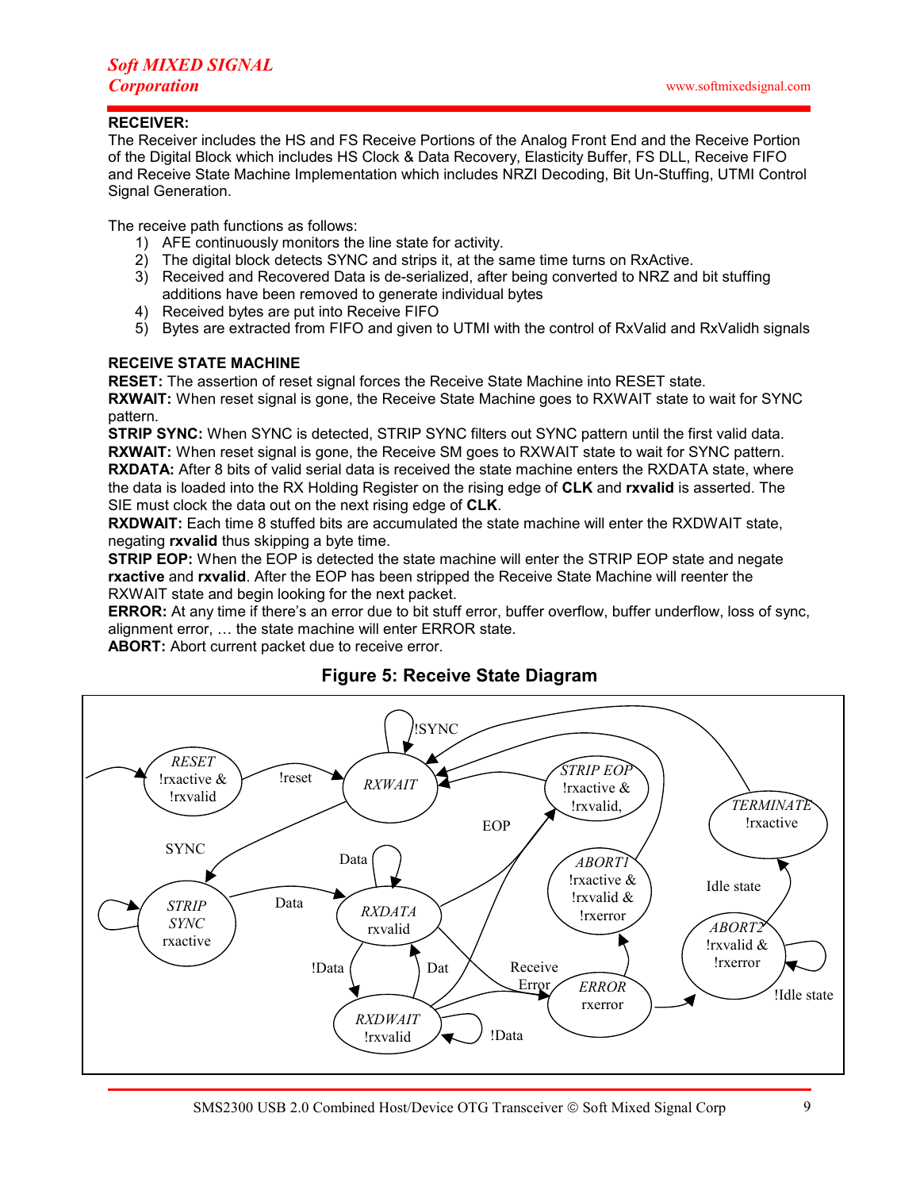## RECEIVER:

The Receiver includes the HS and FS Receive Portions of the Analog Front End and the Receive Portion of the Digital Block which includes HS Clock & Data Recovery, Elasticity Buffer, FS DLL, Receive FIFO and Receive State Machine Implementation which includes NRZI Decoding, Bit Un-Stuffing, UTMI Control Signal Generation.

The receive path functions as follows:

1) AFE continuously monitors the line state for activity.
2) The digital block detects SYNC and strips it, at the same time turns on RxActive.
3) Received and Recovered Data is de-serialized, after being converted to NRZ and bit stuffing additions have been removed to generate individual bytes
4) Received bytes are put into Receive FIFO
5) Bytes are extracted from FIFO and given to UTMI with the control of RxValid and RxValidh signals

## RECEIVE STATE MACHINE

**RESET:** The assertion of reset signal forces the Receive State Machine into RESET state.
**RXWAIT:** When reset signal is gone, the Receive State Machine goes to RXWAIT state to wait for SYNC pattern.
**STRIP SYNC:** When SYNC is detected, STRIP SYNC filters out SYNC pattern until the first valid data.
**RXWAIT:** When reset signal is gone, the Receive SM goes to RXWAIT state to wait for SYNC pattern.
**RXDATA:** After 8 bits of valid serial data is received the state machine enters the RXDATA state, where the data is loaded into the RX Holding Register on the rising edge of **CLK** and **rxvalid** is asserted. The SIE must clock the data out on the next rising edge of **CLK**.
**RXDWAIT:** Each time 8 stuffed bits are accumulated the state machine will enter the RXDWAIT state, negating **rxvalid** thus skipping a byte time.
**STRIP EOP:** When the EOP is detected the state machine will enter the STRIP EOP state and negate **rxactive** and **rxvalid**. After the EOP has been stripped the Receive State Machine will reenter the RXWAIT state and begin looking for the next packet.
**ERROR:** At any time if there's an error due to bit stuff error, buffer overflow, buffer underflow, loss of sync, alignment error, … the state machine will enter ERROR state.
**ABORT:** Abort current packet due to receive error.

**Figure 5: Receive State Diagram**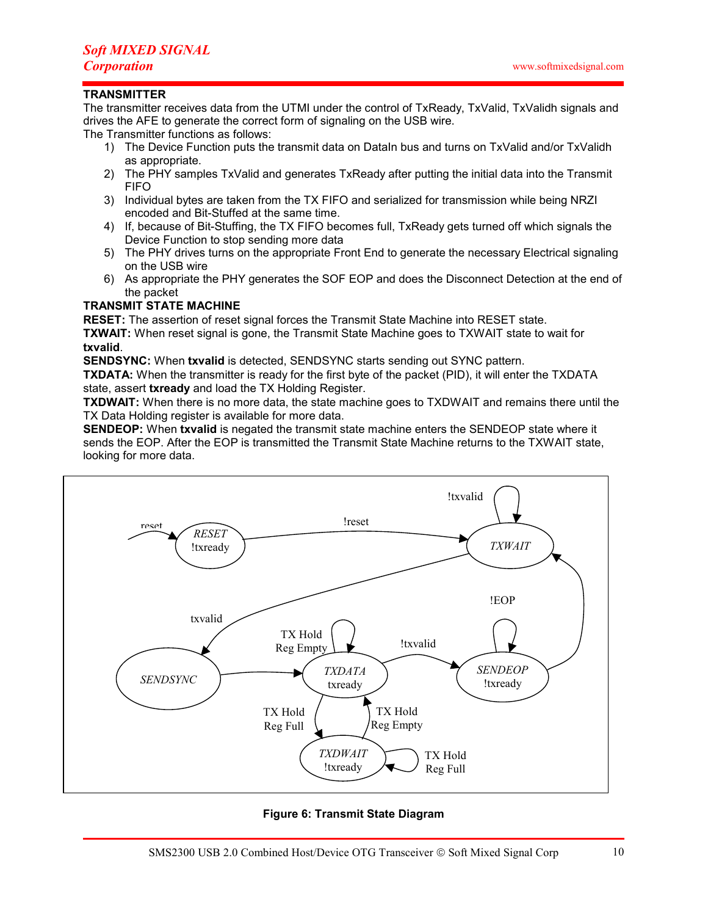## TRANSMITTER

The transmitter receives data from the UTMI under the control of TxReady, TxValid, TxValidh signals and drives the AFE to generate the correct form of signaling on the USB wire.

The Transmitter functions as follows:

1) The Device Function puts the transmit data on DataIn bus and turns on TxValid and/or TxValidh as appropriate.
2) The PHY samples TxValid and generates TxReady after putting the initial data into the Transmit FIFO
3) Individual bytes are taken from the TX FIFO and serialized for transmission while being NRZI encoded and Bit-Stuffed at the same time.
4) If, because of Bit-Stuffing, the TX FIFO becomes full, TxReady gets turned off which signals the Device Function to stop sending more data
5) The PHY drives turns on the appropriate Front End to generate the necessary Electrical signaling on the USB wire
6) As appropriate the PHY generates the SOF EOP and does the Disconnect Detection at the end of the packet

## TRANSMIT STATE MACHINE

**RESET:** The assertion of reset signal forces the Transmit State Machine into RESET state.

**TXWAIT:** When reset signal is gone, the Transmit State Machine goes to TXWAIT state to wait for **txvalid**.

**SENDSYNC:** When **txvalid** is detected, SENDSYNC starts sending out SYNC pattern.

**TXDATA:** When the transmitter is ready for the first byte of the packet (PID), it will enter the TXDATA state, assert **txready** and load the TX Holding Register.

**TXDWAIT:** When there is no more data, the state machine goes to TXDWAIT and remains there until the TX Data Holding register is available for more data.

**SENDEOP:** When **txvalid** is negated the transmit state machine enters the SENDEOP state where it sends the EOP. After the EOP is transmitted the Transmit State Machine returns to the TXWAIT state, looking for more data.

**Figure 6: Transmit State Diagram**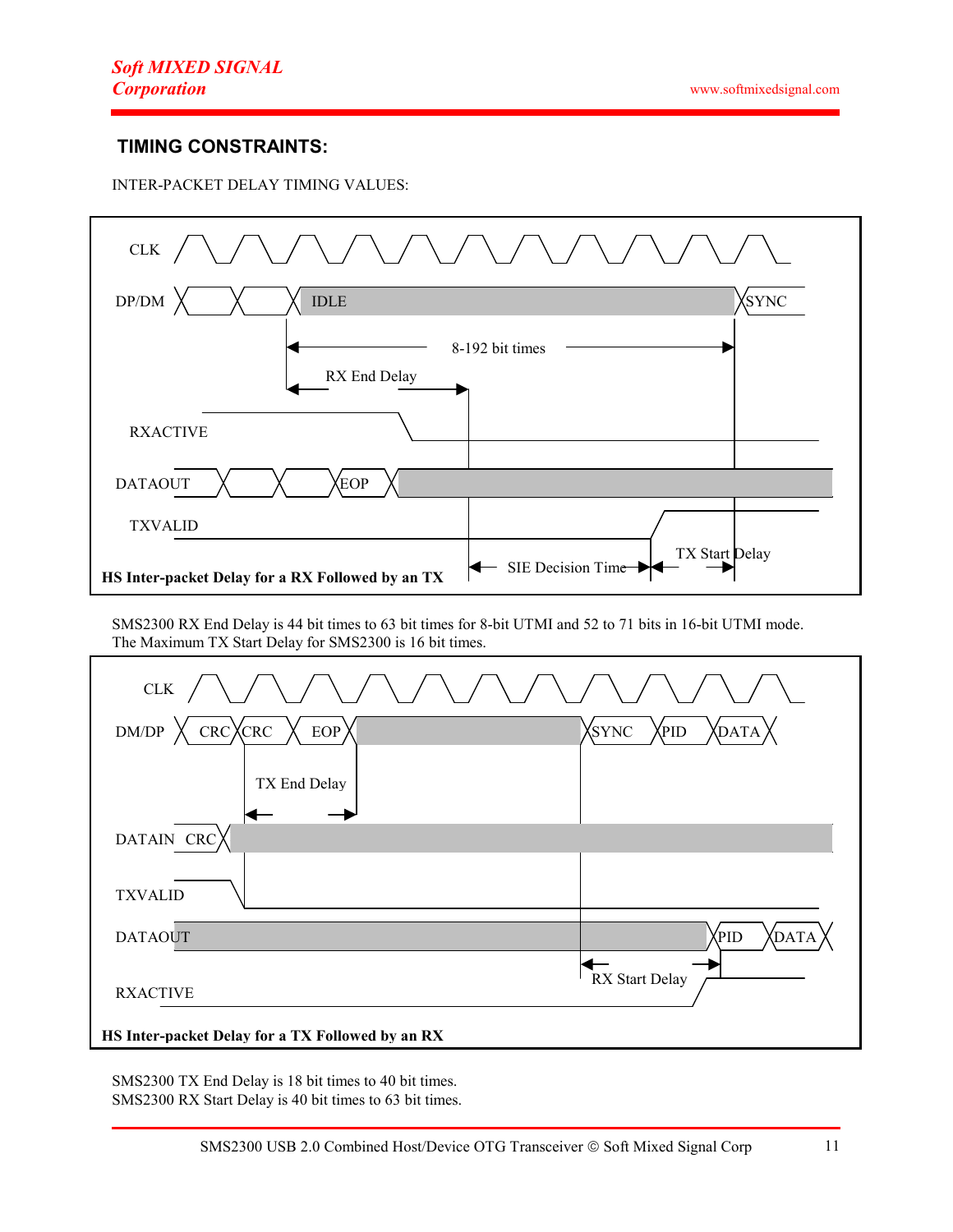## TIMING CONSTRAINTS:

INTER-PACKET DELAY TIMING VALUES:

**HS Inter-packet Delay for a RX Followed by an TX**

SMS2300 RX End Delay is 44 bit times to 63 bit times for 8-bit UTMI and 52 to 71 bits in 16-bit UTMI mode. The Maximum TX Start Delay for SMS2300 is 16 bit times.

**HS Inter-packet Delay for a TX Followed by an RX**

SMS2300 TX End Delay is 18 bit times to 40 bit times.
SMS2300 RX Start Delay is 40 bit times to 63 bit times.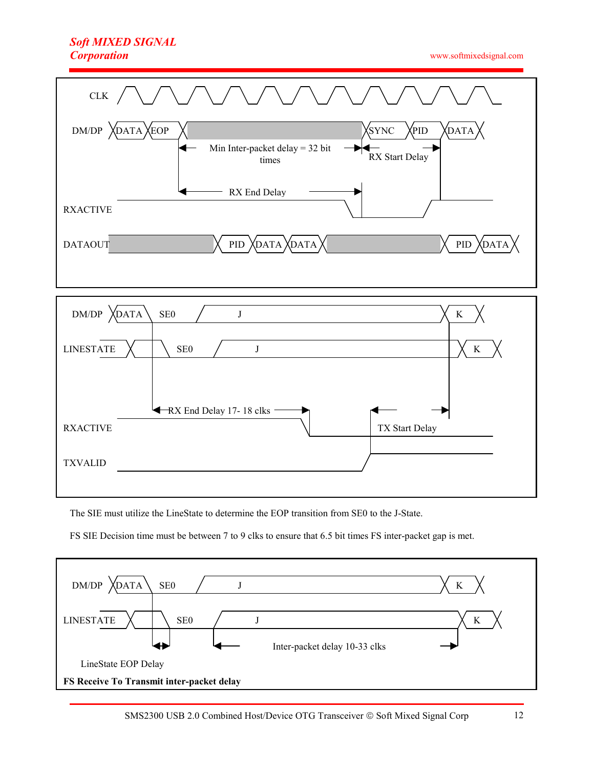CLK

DM/DP DATA EOP SYNC PID DATA

Min Inter-packet delay = 32 bit times

RX Start Delay

RX End Delay

RXACTIVE

DATAOUT PID DATA DATA PID DATA

DM/DP DATA SE0 J K

LINESTATE SE0 J K

RX End Delay 17- 18 clks

RXACTIVE

TX Start Delay

TXVALID

The SIE must utilize the LineState to determine the EOP transition from SE0 to the J-State.

FS SIE Decision time must be between 7 to 9 clks to ensure that 6.5 bit times FS inter-packet gap is met.

DM/DP DATA SE0 J K

LINESTATE SE0 J K

Inter-packet delay 10-33 clks

LineState EOP Delay

**FS Receive To Transmit inter-packet delay**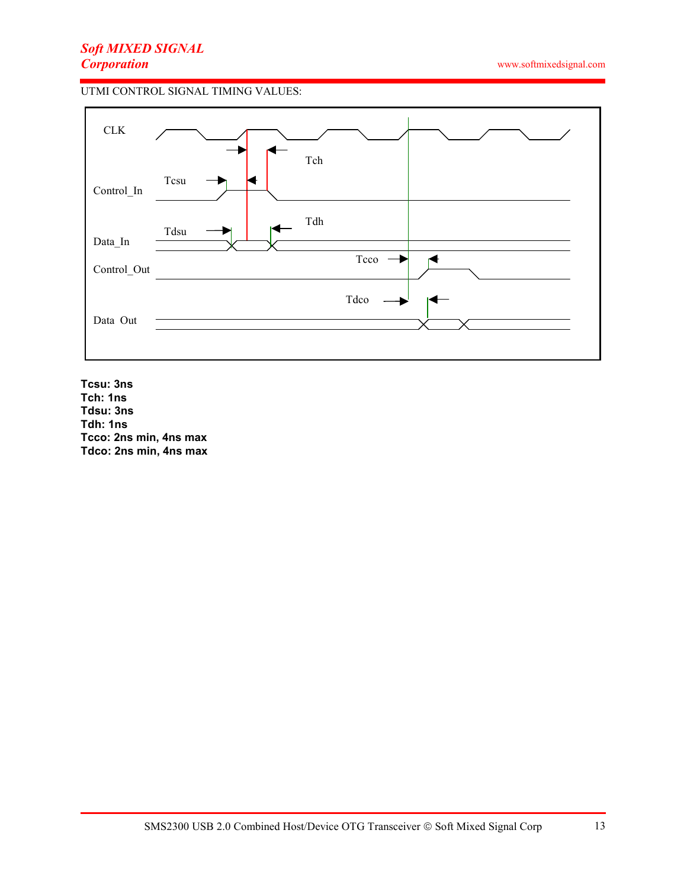UTMI CONTROL SIGNAL TIMING VALUES:

CLK

Tch

Tcsu

Control_In

Tdh

Tdsu

Data_In

Tcco

Control_Out

Tdco

Data Out

**Tcsu: 3ns**
**Tch: 1ns**
**Tdsu: 3ns**
**Tdh: 1ns**
**Tcco: 2ns min, 4ns max**
**Tdco: 2ns min, 4ns max**